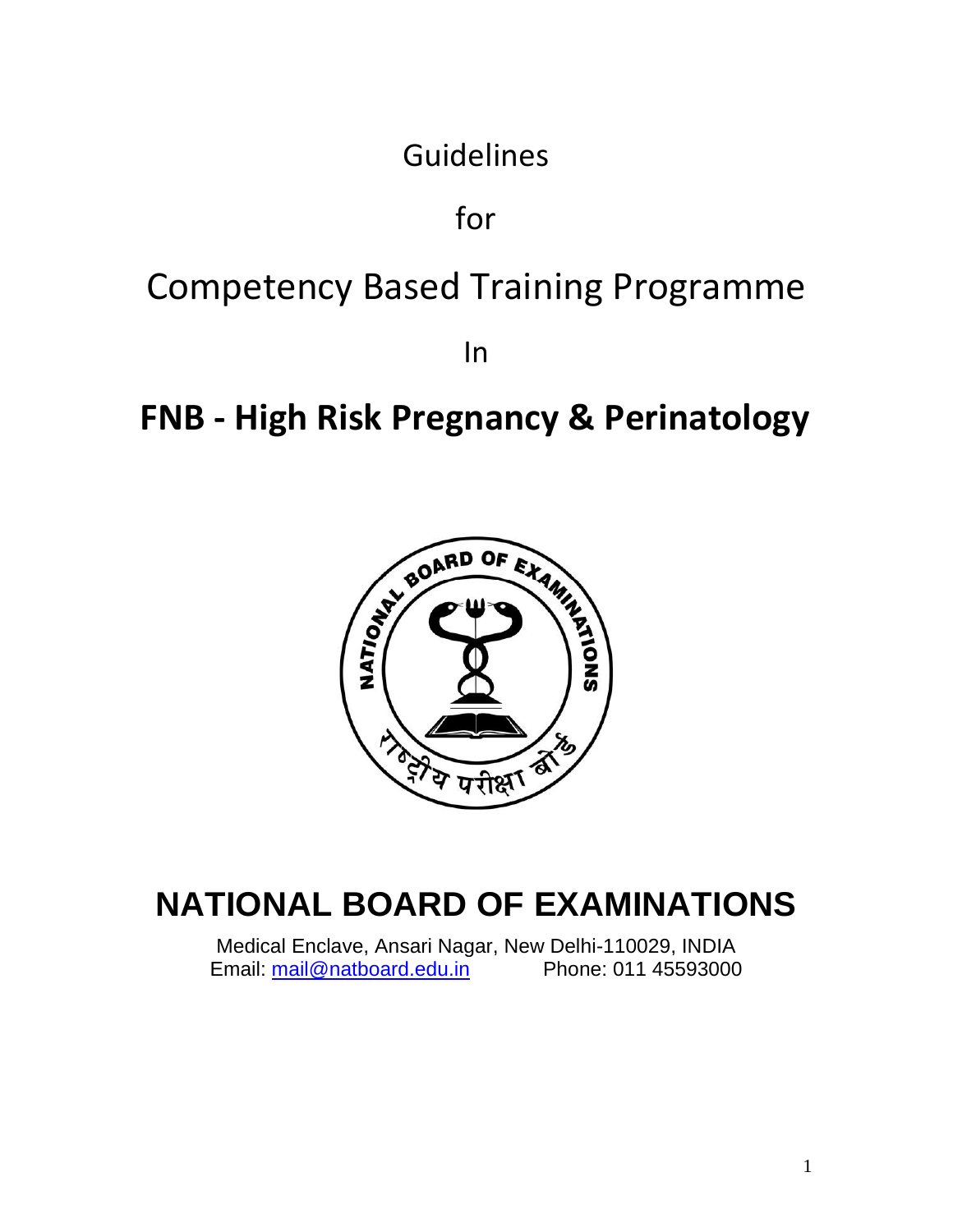Guidelines

for

# Competency Based Training Programme

In

# FNB - High Risk Pregnancy & Perinatology

# NATIONAL BOARD OF EXAMINATIONS

Medical Enclave, Ansari Nagar, New Delhi-110029, INDIA
Email: mail@natboard.edu.in Phone: 011 45593000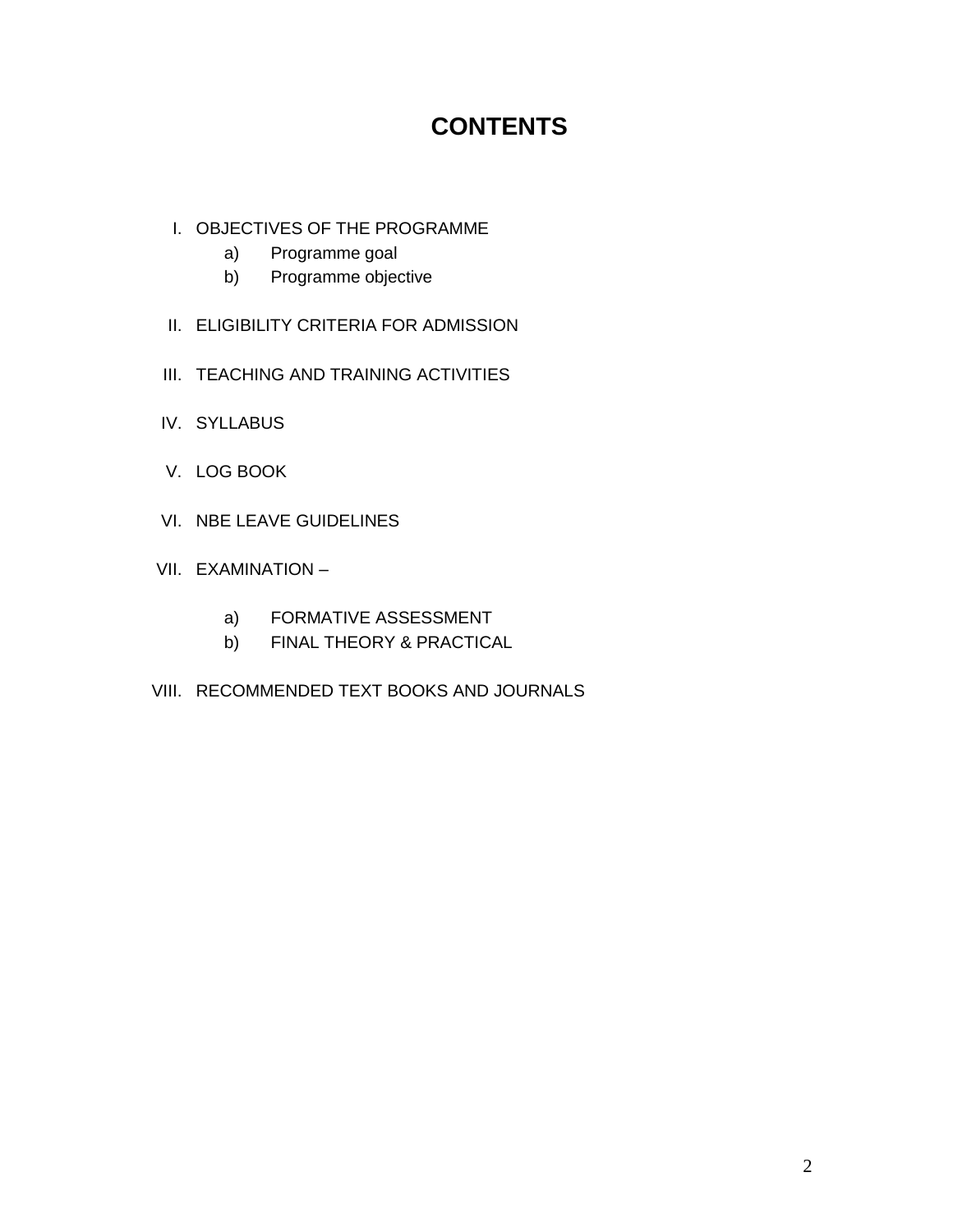# CONTENTS

I. OBJECTIVES OF THE PROGRAMME
   a) Programme goal
   b) Programme objective

II. ELIGIBILITY CRITERIA FOR ADMISSION

III. TEACHING AND TRAINING ACTIVITIES

IV. SYLLABUS

V. LOG BOOK

VI. NBE LEAVE GUIDELINES

VII. EXAMINATION –

   a) FORMATIVE ASSESSMENT
   b) FINAL THEORY & PRACTICAL

VIII. RECOMMENDED TEXT BOOKS AND JOURNALS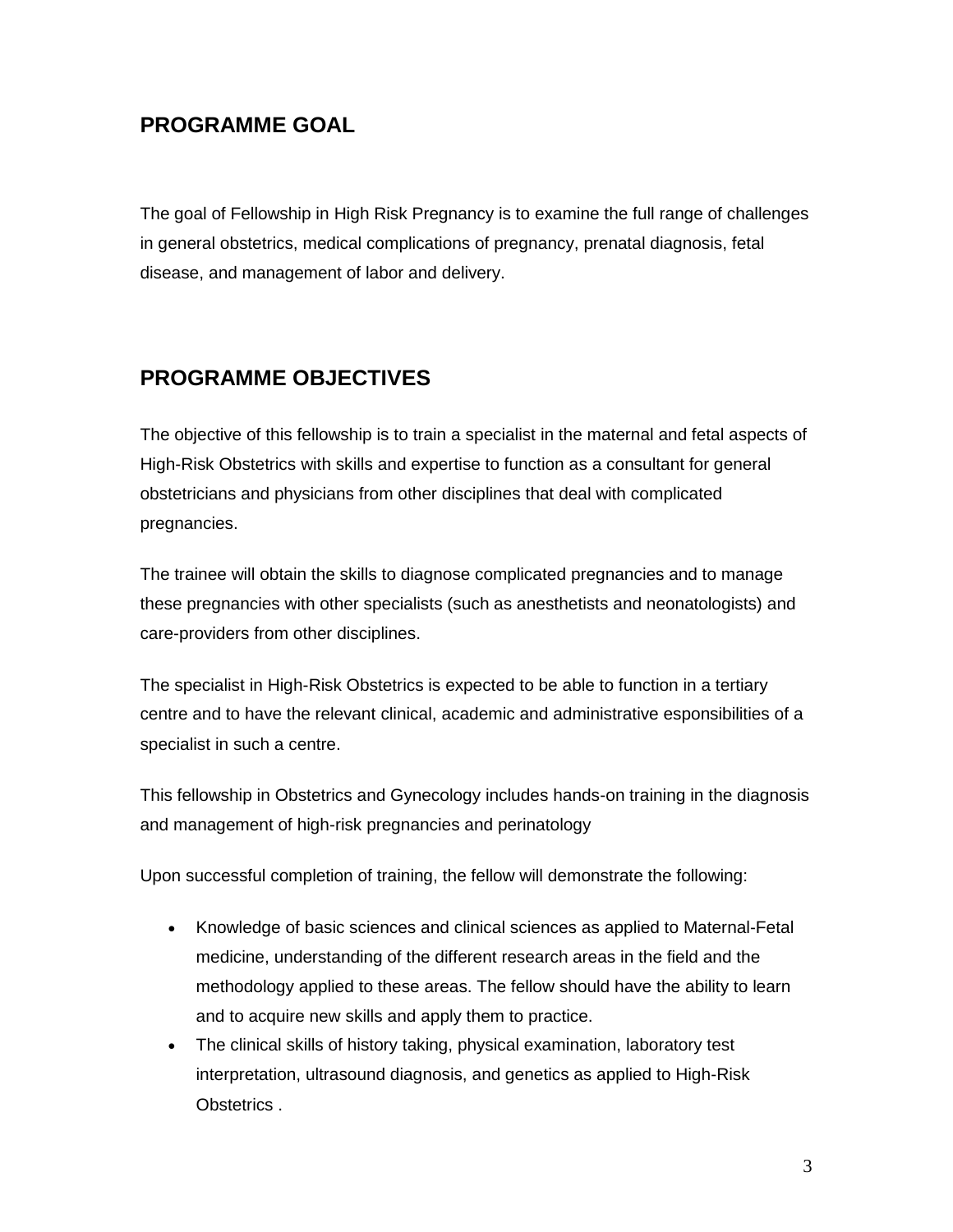## PROGRAMME GOAL

The goal of Fellowship in High Risk Pregnancy is to examine the full range of challenges in general obstetrics, medical complications of pregnancy, prenatal diagnosis, fetal disease, and management of labor and delivery.

## PROGRAMME OBJECTIVES

The objective of this fellowship is to train a specialist in the maternal and fetal aspects of High-Risk Obstetrics with skills and expertise to function as a consultant for general obstetricians and physicians from other disciplines that deal with complicated pregnancies.

The trainee will obtain the skills to diagnose complicated pregnancies and to manage these pregnancies with other specialists (such as anesthetists and neonatologists) and care-providers from other disciplines.

The specialist in High-Risk Obstetrics is expected to be able to function in a tertiary centre and to have the relevant clinical, academic and administrative esponsibilities of a specialist in such a centre.

This fellowship in Obstetrics and Gynecology includes hands-on training in the diagnosis and management of high-risk pregnancies and perinatology

Upon successful completion of training, the fellow will demonstrate the following:

- Knowledge of basic sciences and clinical sciences as applied to Maternal-Fetal medicine, understanding of the different research areas in the field and the methodology applied to these areas. The fellow should have the ability to learn and to acquire new skills and apply them to practice.
- The clinical skills of history taking, physical examination, laboratory test interpretation, ultrasound diagnosis, and genetics as applied to High-Risk Obstetrics .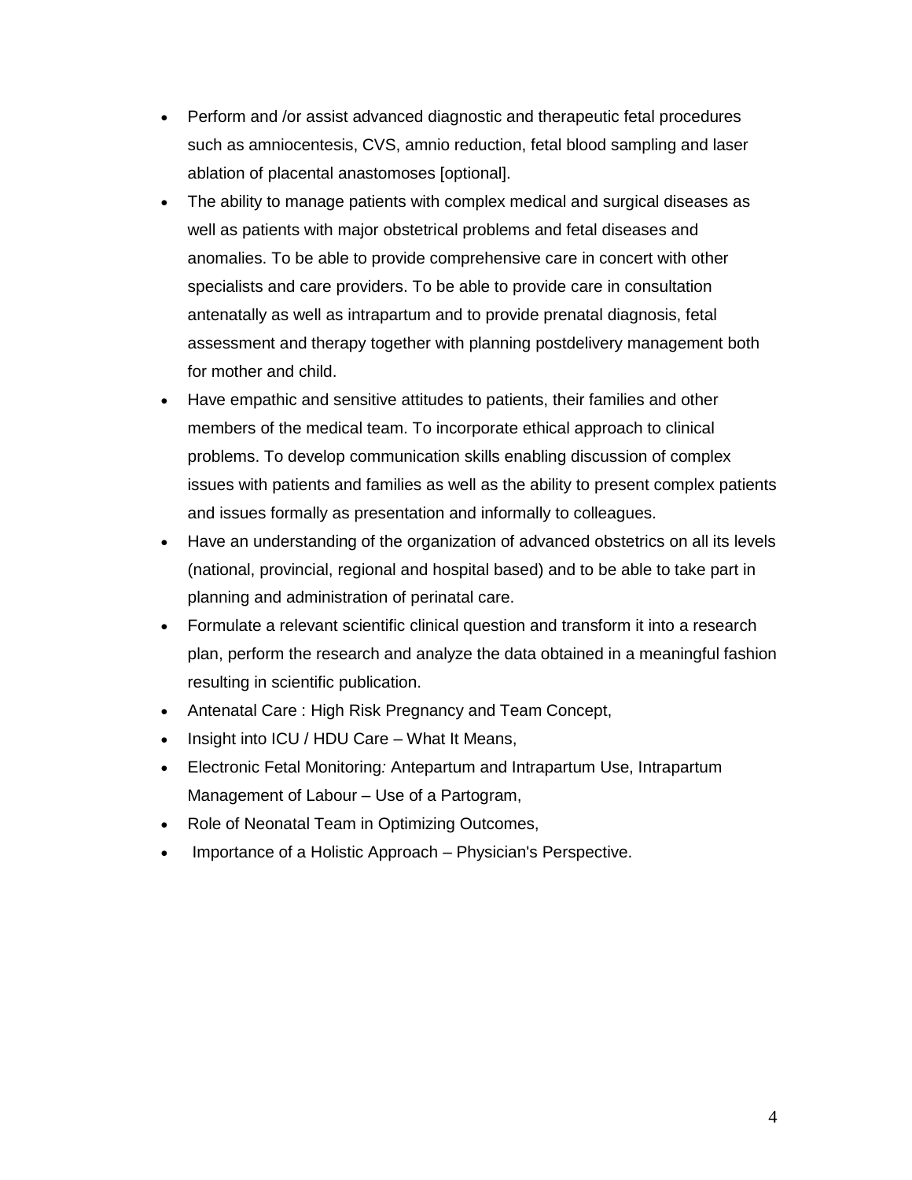- Perform and /or assist advanced diagnostic and therapeutic fetal procedures such as amniocentesis, CVS, amnio reduction, fetal blood sampling and laser ablation of placental anastomoses [optional].
- The ability to manage patients with complex medical and surgical diseases as well as patients with major obstetrical problems and fetal diseases and anomalies. To be able to provide comprehensive care in concert with other specialists and care providers. To be able to provide care in consultation antenatally as well as intrapartum and to provide prenatal diagnosis, fetal assessment and therapy together with planning postdelivery management both for mother and child.
- Have empathic and sensitive attitudes to patients, their families and other members of the medical team. To incorporate ethical approach to clinical problems. To develop communication skills enabling discussion of complex issues with patients and families as well as the ability to present complex patients and issues formally as presentation and informally to colleagues.
- Have an understanding of the organization of advanced obstetrics on all its levels (national, provincial, regional and hospital based) and to be able to take part in planning and administration of perinatal care.
- Formulate a relevant scientific clinical question and transform it into a research plan, perform the research and analyze the data obtained in a meaningful fashion resulting in scientific publication.
- Antenatal Care : High Risk Pregnancy and Team Concept,
- Insight into ICU / HDU Care – What It Means,
- Electronic Fetal Monitoring*:* Antepartum and Intrapartum Use, Intrapartum Management of Labour – Use of a Partogram,
- Role of Neonatal Team in Optimizing Outcomes,
- Importance of a Holistic Approach – Physician's Perspective.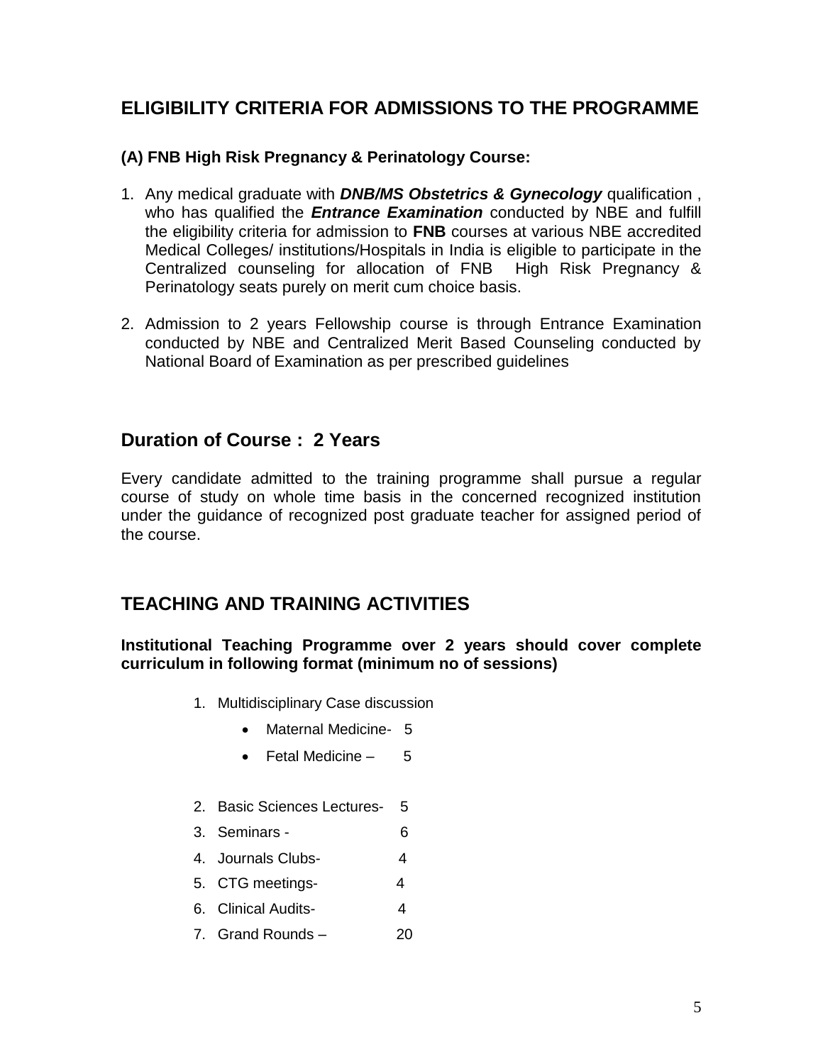## ELIGIBILITY CRITERIA FOR ADMISSIONS TO THE PROGRAMME

### (A) FNB High Risk Pregnancy & Perinatology Course:

1. Any medical graduate with ***DNB/MS Obstetrics & Gynecology*** qualification , who has qualified the ***Entrance Examination*** conducted by NBE and fulfill the eligibility criteria for admission to **FNB** courses at various NBE accredited Medical Colleges/ institutions/Hospitals in India is eligible to participate in the Centralized counseling for allocation of FNB High Risk Pregnancy & Perinatology seats purely on merit cum choice basis.

2. Admission to 2 years Fellowship course is through Entrance Examination conducted by NBE and Centralized Merit Based Counseling conducted by National Board of Examination as per prescribed guidelines

## Duration of Course : 2 Years

Every candidate admitted to the training programme shall pursue a regular course of study on whole time basis in the concerned recognized institution under the guidance of recognized post graduate teacher for assigned period of the course.

## TEACHING AND TRAINING ACTIVITIES

**Institutional Teaching Programme over 2 years should cover complete curriculum in following format (minimum no of sessions)**

1. Multidisciplinary Case discussion
   - Maternal Medicine- 5
   - Fetal Medicine – 5
2. Basic Sciences Lectures- 5
3. Seminars - 6
4. Journals Clubs- 4
5. CTG meetings- 4
6. Clinical Audits- 4
7. Grand Rounds – 20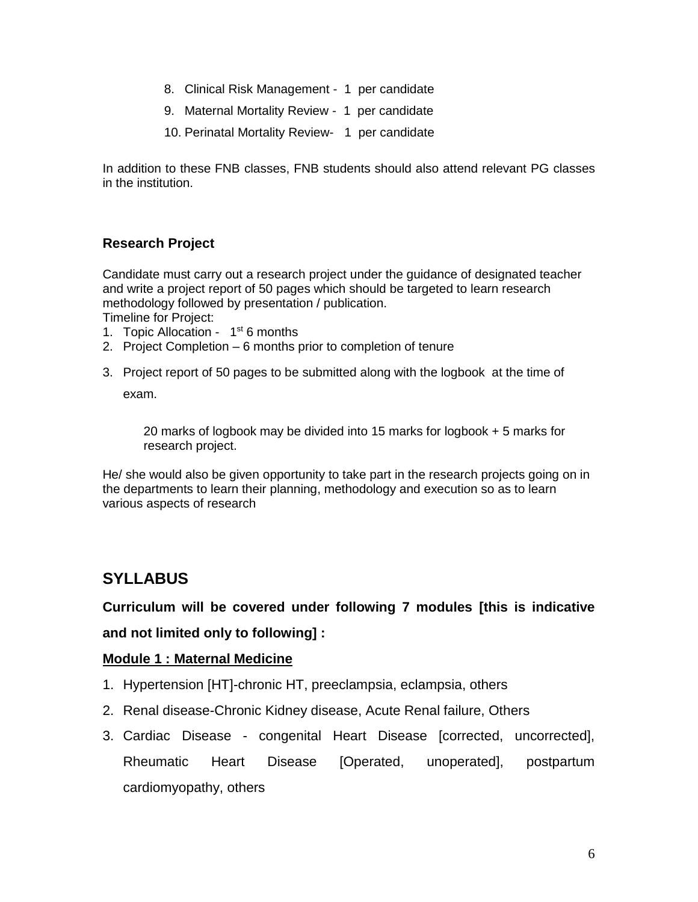8. Clinical Risk Management - 1 per candidate
9. Maternal Mortality Review - 1 per candidate
10. Perinatal Mortality Review- 1 per candidate

In addition to these FNB classes, FNB students should also attend relevant PG classes in the institution.

### Research Project

Candidate must carry out a research project under the guidance of designated teacher and write a project report of 50 pages which should be targeted to learn research methodology followed by presentation / publication.
Timeline for Project:

1. Topic Allocation - 1st 6 months
2. Project Completion – 6 months prior to completion of tenure
3. Project report of 50 pages to be submitted along with the logbook at the time of exam.

   20 marks of logbook may be divided into 15 marks for logbook + 5 marks for research project.

He/ she would also be given opportunity to take part in the research projects going on in the departments to learn their planning, methodology and execution so as to learn various aspects of research

## SYLLABUS

**Curriculum will be covered under following 7 modules [this is indicative and not limited only to following] :**

**Module 1 : Maternal Medicine**

1. Hypertension [HT]-chronic HT, preeclampsia, eclampsia, others
2. Renal disease-Chronic Kidney disease, Acute Renal failure, Others
3. Cardiac Disease - congenital Heart Disease [corrected, uncorrected], Rheumatic Heart Disease [Operated, unoperated], postpartum cardiomyopathy, others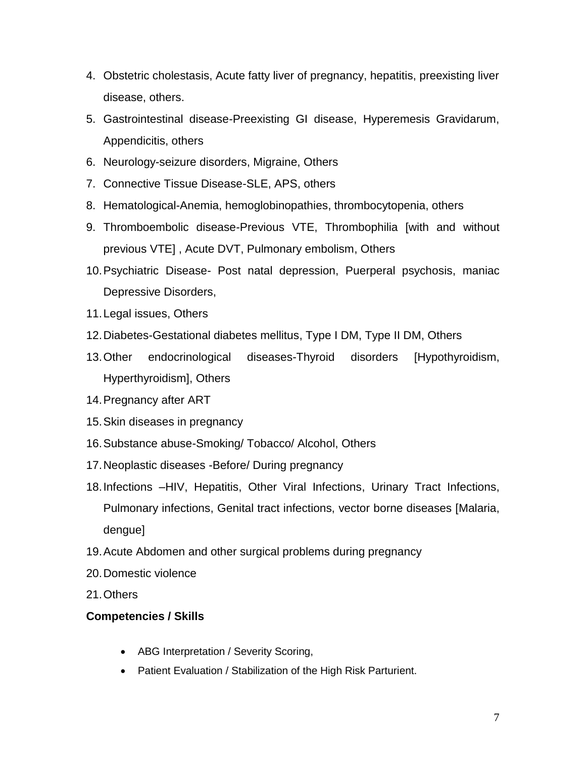4. Obstetric cholestasis, Acute fatty liver of pregnancy, hepatitis, preexisting liver disease, others.
5. Gastrointestinal disease-Preexisting GI disease, Hyperemesis Gravidarum, Appendicitis, others
6. Neurology-seizure disorders, Migraine, Others
7. Connective Tissue Disease-SLE, APS, others
8. Hematological-Anemia, hemoglobinopathies, thrombocytopenia, others
9. Thromboembolic disease-Previous VTE, Thrombophilia [with and without previous VTE] , Acute DVT, Pulmonary embolism, Others
10. Psychiatric Disease- Post natal depression, Puerperal psychosis, maniac Depressive Disorders,
11. Legal issues, Others
12. Diabetes-Gestational diabetes mellitus, Type I DM, Type II DM, Others
13. Other endocrinological diseases-Thyroid disorders [Hypothyroidism, Hyperthyroidism], Others
14. Pregnancy after ART
15. Skin diseases in pregnancy
16. Substance abuse-Smoking/ Tobacco/ Alcohol, Others
17. Neoplastic diseases -Before/ During pregnancy
18. Infections –HIV, Hepatitis, Other Viral Infections, Urinary Tract Infections, Pulmonary infections, Genital tract infections, vector borne diseases [Malaria, dengue]
19. Acute Abdomen and other surgical problems during pregnancy
20. Domestic violence
21. Others

**Competencies / Skills**

- ABG Interpretation / Severity Scoring,
- Patient Evaluation / Stabilization of the High Risk Parturient.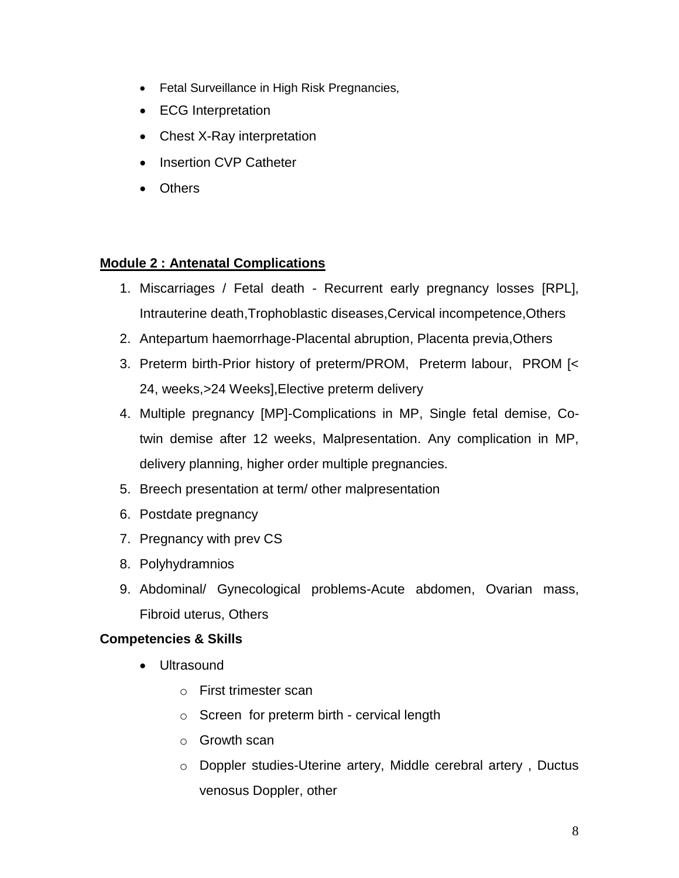- Fetal Surveillance in High Risk Pregnancies,
- ECG Interpretation
- Chest X-Ray interpretation
- Insertion CVP Catheter
- Others

**Module 2 : Antenatal Complications**

1. Miscarriages / Fetal death - Recurrent early pregnancy losses [RPL], Intrauterine death,Trophoblastic diseases,Cervical incompetence,Others
2. Antepartum haemorrhage-Placental abruption, Placenta previa,Others
3. Preterm birth-Prior history of preterm/PROM, Preterm labour, PROM [< 24, weeks,>24 Weeks],Elective preterm delivery
4. Multiple pregnancy [MP]-Complications in MP, Single fetal demise, Co-twin demise after 12 weeks, Malpresentation. Any complication in MP, delivery planning, higher order multiple pregnancies.
5. Breech presentation at term/ other malpresentation
6. Postdate pregnancy
7. Pregnancy with prev CS
8. Polyhydramnios
9. Abdominal/ Gynecological problems-Acute abdomen, Ovarian mass, Fibroid uterus, Others

**Competencies & Skills**

- Ultrasound
  - First trimester scan
  - Screen for preterm birth - cervical length
  - Growth scan
  - Doppler studies-Uterine artery, Middle cerebral artery , Ductus venosus Doppler, other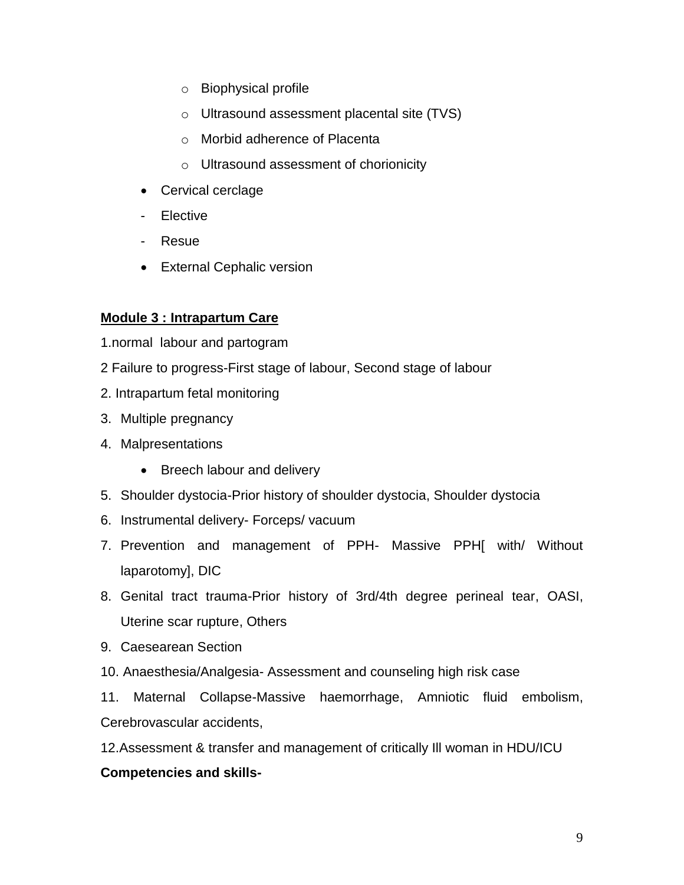- Biophysical profile
    - Ultrasound assessment placental site (TVS)
    - Morbid adherence of Placenta
    - Ultrasound assessment of chorionicity
- Cervical cerclage
- Elective
- Resue
- External Cephalic version

**Module 3 : Intrapartum Care**

1.normal labour and partogram

2 Failure to progress-First stage of labour, Second stage of labour

2. Intrapartum fetal monitoring

3. Multiple pregnancy

4. Malpresentations
    - Breech labour and delivery

5. Shoulder dystocia-Prior history of shoulder dystocia, Shoulder dystocia

6. Instrumental delivery- Forceps/ vacuum

7. Prevention and management of PPH- Massive PPH[ with/ Without laparotomy], DIC

8. Genital tract trauma-Prior history of 3rd/4th degree perineal tear, OASI, Uterine scar rupture, Others

9. Caesearean Section

10. Anaesthesia/Analgesia- Assessment and counseling high risk case

11. Maternal Collapse-Massive haemorrhage, Amniotic fluid embolism, Cerebrovascular accidents,

12.Assessment & transfer and management of critically Ill woman in HDU/ICU

**Competencies and skills-**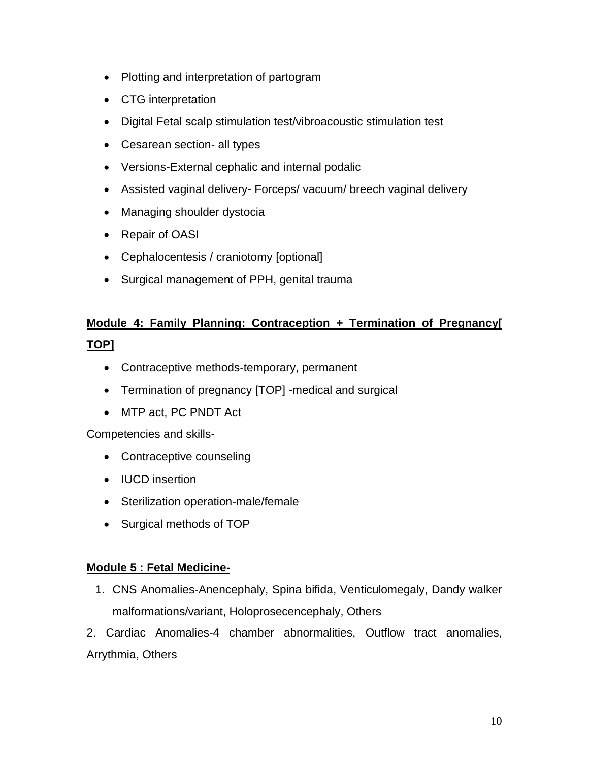- Plotting and interpretation of partogram
- CTG interpretation
- Digital Fetal scalp stimulation test/vibroacoustic stimulation test
- Cesarean section- all types
- Versions-External cephalic and internal podalic
- Assisted vaginal delivery- Forceps/ vacuum/ breech vaginal delivery
- Managing shoulder dystocia
- Repair of OASI
- Cephalocentesis / craniotomy [optional]
- Surgical management of PPH, genital trauma

**Module 4: Family Planning: Contraception + Termination of Pregnancy[ TOP]**

- Contraceptive methods-temporary, permanent
- Termination of pregnancy [TOP] -medical and surgical
- MTP act, PC PNDT Act

Competencies and skills-

- Contraceptive counseling
- IUCD insertion
- Sterilization operation-male/female
- Surgical methods of TOP

**Module 5 : Fetal Medicine-**

1. CNS Anomalies-Anencephaly, Spina bifida, Venticulomegaly, Dandy walker malformations/variant, Holoprosecencephaly, Others

2. Cardiac Anomalies-4 chamber abnormalities, Outflow tract anomalies, Arrythmia, Others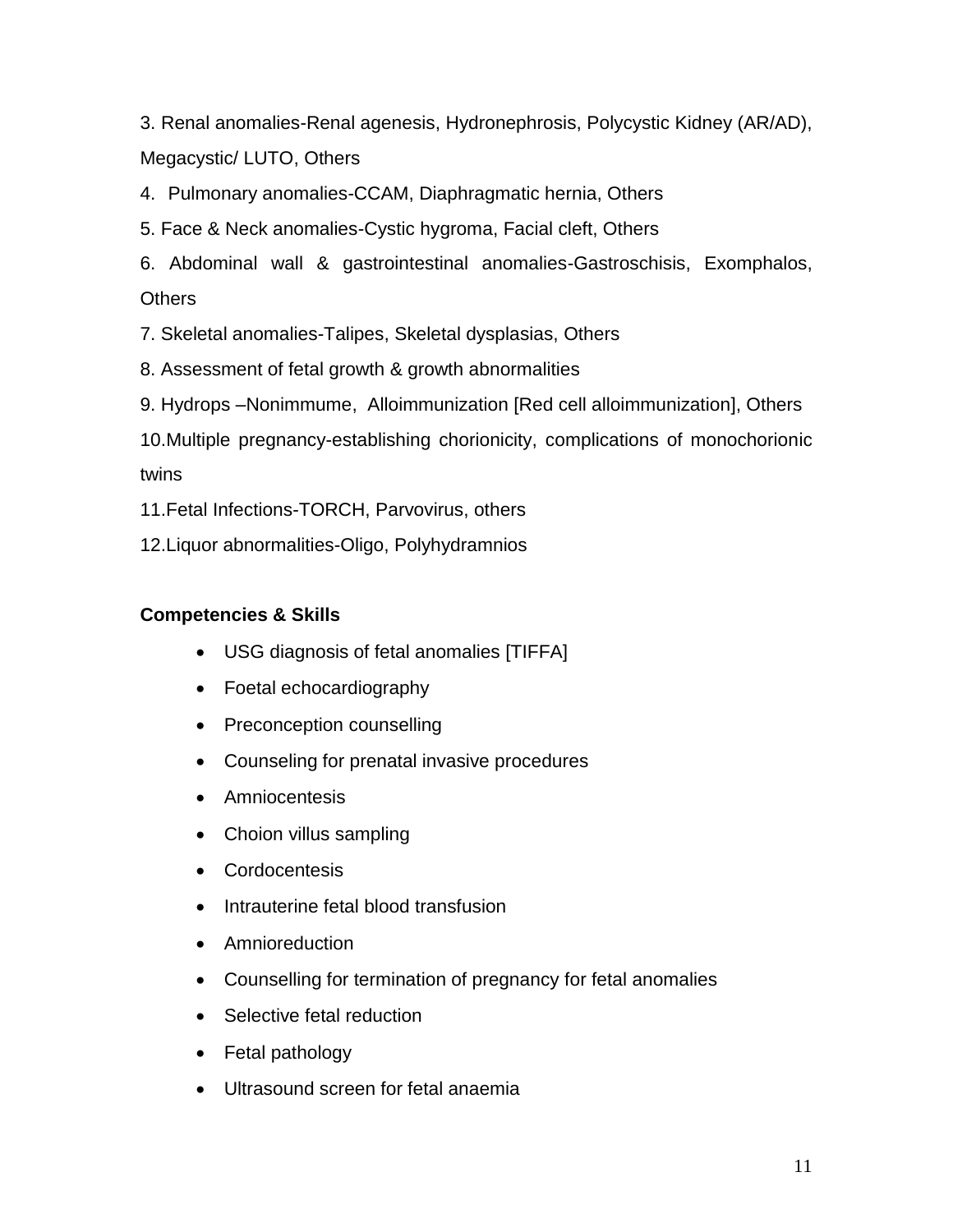3. Renal anomalies-Renal agenesis, Hydronephrosis, Polycystic Kidney (AR/AD), Megacystic/ LUTO, Others

4. Pulmonary anomalies-CCAM, Diaphragmatic hernia, Others

5. Face & Neck anomalies-Cystic hygroma, Facial cleft, Others

6. Abdominal wall & gastrointestinal anomalies-Gastroschisis, Exomphalos, Others

7. Skeletal anomalies-Talipes, Skeletal dysplasias, Others

8. Assessment of fetal growth & growth abnormalities

9. Hydrops –Nonimmume, Alloimmunization [Red cell alloimmunization], Others

10.Multiple pregnancy-establishing chorionicity, complications of monochorionic twins

11.Fetal Infections-TORCH, Parvovirus, others

12.Liquor abnormalities-Oligo, Polyhydramnios

**Competencies & Skills**

- USG diagnosis of fetal anomalies [TIFFA]
- Foetal echocardiography
- Preconception counselling
- Counseling for prenatal invasive procedures
- Amniocentesis
- Choion villus sampling
- Cordocentesis
- Intrauterine fetal blood transfusion
- Amnioreduction
- Counselling for termination of pregnancy for fetal anomalies
- Selective fetal reduction
- Fetal pathology
- Ultrasound screen for fetal anaemia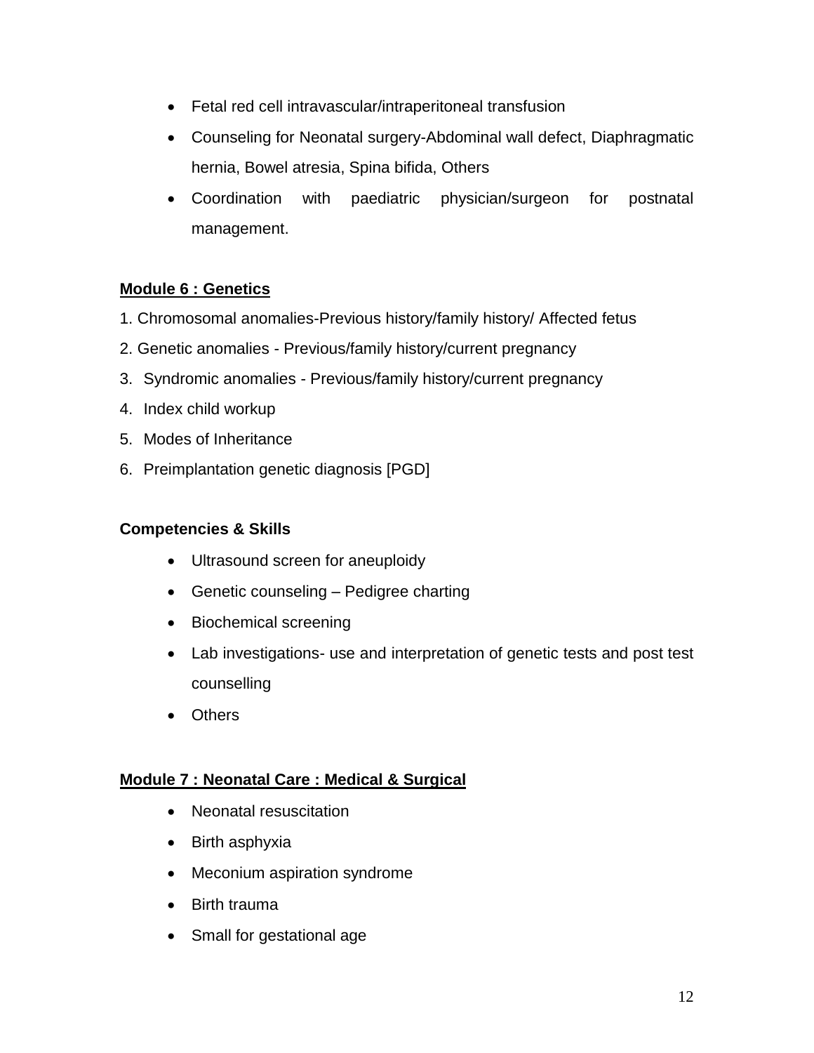- Fetal red cell intravascular/intraperitoneal transfusion
- Counseling for Neonatal surgery-Abdominal wall defect, Diaphragmatic hernia, Bowel atresia, Spina bifida, Others
- Coordination with paediatric physician/surgeon for postnatal management.

**<u>Module 6 : Genetics</u>**

1. Chromosomal anomalies-Previous history/family history/ Affected fetus
2. Genetic anomalies - Previous/family history/current pregnancy
3. Syndromic anomalies - Previous/family history/current pregnancy
4. Index child workup
5. Modes of Inheritance
6. Preimplantation genetic diagnosis [PGD]

**Competencies & Skills**

- Ultrasound screen for aneuploidy
- Genetic counseling – Pedigree charting
- Biochemical screening
- Lab investigations- use and interpretation of genetic tests and post test counselling
- Others

**<u>Module 7 : Neonatal Care : Medical & Surgical</u>**

- Neonatal resuscitation
- Birth asphyxia
- Meconium aspiration syndrome
- Birth trauma
- Small for gestational age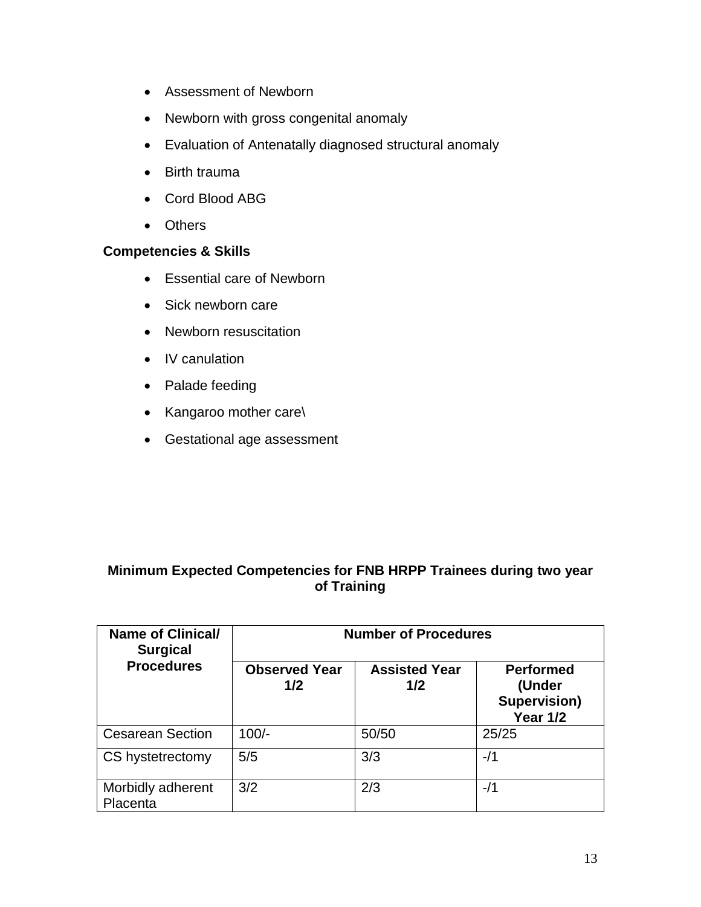- Assessment of Newborn
- Newborn with gross congenital anomaly
- Evaluation of Antenatally diagnosed structural anomaly
- Birth trauma
- Cord Blood ABG
- Others

**Competencies & Skills**

- Essential care of Newborn
- Sick newborn care
- Newborn resuscitation
- IV canulation
- Palade feeding
- Kangaroo mother care\
- Gestational age assessment

**Minimum Expected Competencies for FNB HRPP Trainees during two year of Training**

| Name of Clinical/ Surgical Procedures | Number of Procedures | | |
|---|---|---|---|
| | **Observed Year 1/2** | **Assisted Year 1/2** | **Performed (Under Supervision) Year 1/2** |
| Cesarean Section | 100/- | 50/50 | 25/25 |
| CS hystetrectomy | 5/5 | 3/3 | -/1 |
| Morbidly adherent Placenta | 3/2 | 2/3 | -/1 |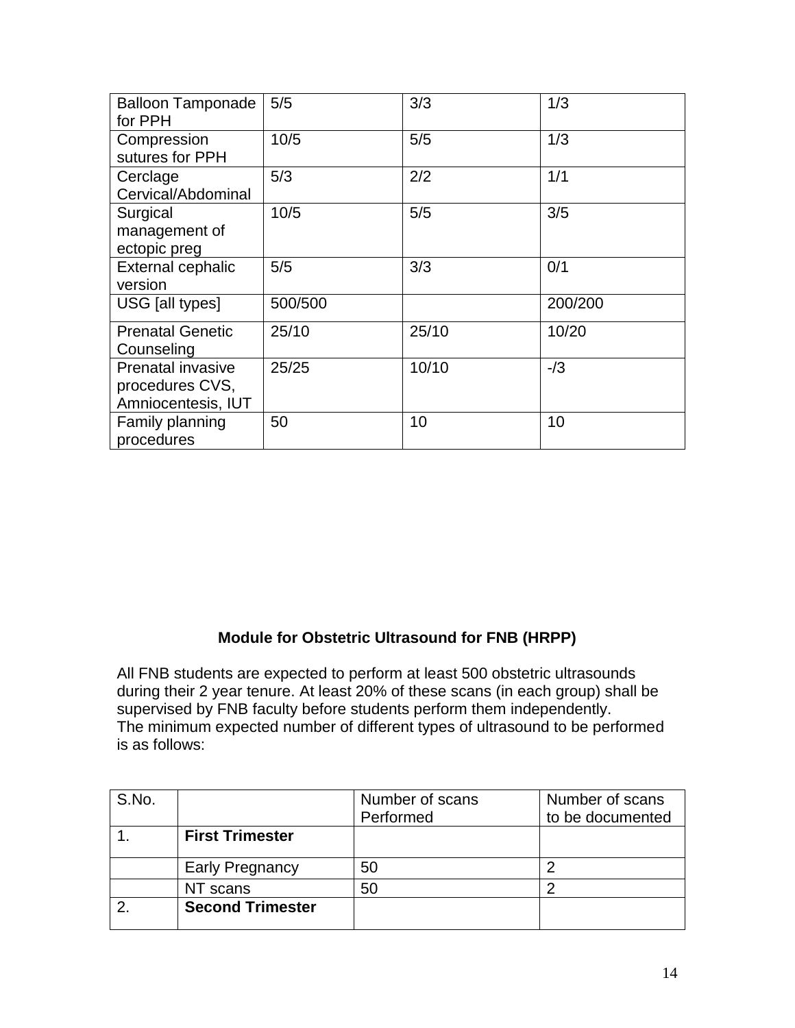| Balloon Tamponade for PPH | 5/5 | 3/3 | 1/3 |
|---|---|---|---|
| Compression sutures for PPH | 10/5 | 5/5 | 1/3 |
| Cerclage Cervical/Abdominal | 5/3 | 2/2 | 1/1 |
| Surgical management of ectopic preg | 10/5 | 5/5 | 3/5 |
| External cephalic version | 5/5 | 3/3 | 0/1 |
| USG [all types] | 500/500 | | 200/200 |
| Prenatal Genetic Counseling | 25/10 | 25/10 | 10/20 |
| Prenatal invasive procedures CVS, Amniocentesis, IUT | 25/25 | 10/10 | -/3 |
| Family planning procedures | 50 | 10 | 10 |

**Module for Obstetric Ultrasound for FNB (HRPP)**

All FNB students are expected to perform at least 500 obstetric ultrasounds during their 2 year tenure. At least 20% of these scans (in each group) shall be supervised by FNB faculty before students perform them independently.
The minimum expected number of different types of ultrasound to be performed is as follows:

| S.No. | | Number of scans Performed | Number of scans to be documented |
|---|---|---|---|
| 1. | **First Trimester** | | |
| | Early Pregnancy | 50 | 2 |
| | NT scans | 50 | 2 |
| 2. | **Second Trimester** | | |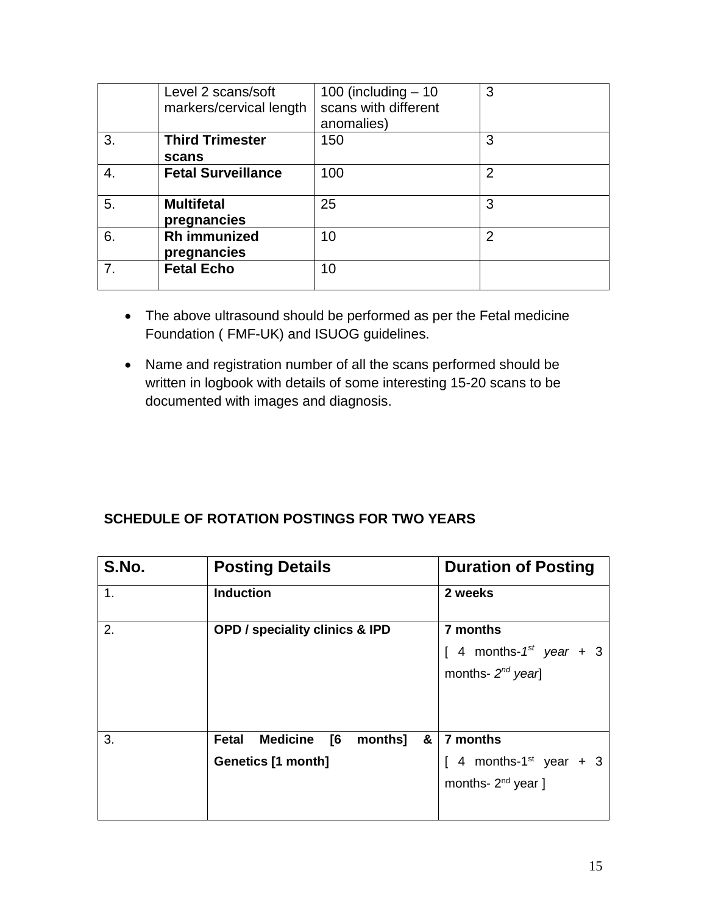| | Level 2 scans/soft markers/cervical length | 100 (including – 10 scans with different anomalies) | 3 |
|---|---|---|---|
| 3. | **Third Trimester scans** | 150 | 3 |
| 4. | **Fetal Surveillance** | 100 | 2 |
| 5. | **Multifetal pregnancies** | 25 | 3 |
| 6. | **Rh immunized pregnancies** | 10 | 2 |
| 7. | **Fetal Echo** | 10 | |

- The above ultrasound should be performed as per the Fetal medicine Foundation ( FMF-UK) and ISUOG guidelines.
- Name and registration number of all the scans performed should be written in logbook with details of some interesting 15-20 scans to be documented with images and diagnosis.

**SCHEDULE OF ROTATION POSTINGS FOR TWO YEARS**

| S.No. | Posting Details | Duration of Posting |
|---|---|---|
| 1. | **Induction** | **2 weeks** |
| 2. | **OPD / speciality clinics & IPD** | **7 months** [ 4 months-*1st year* + 3 months- *2nd year*] |
| 3. | **Fetal Medicine [6 months] & Genetics [1 month]** | **7 months** [ 4 months-1st year + 3 months- 2nd year ] |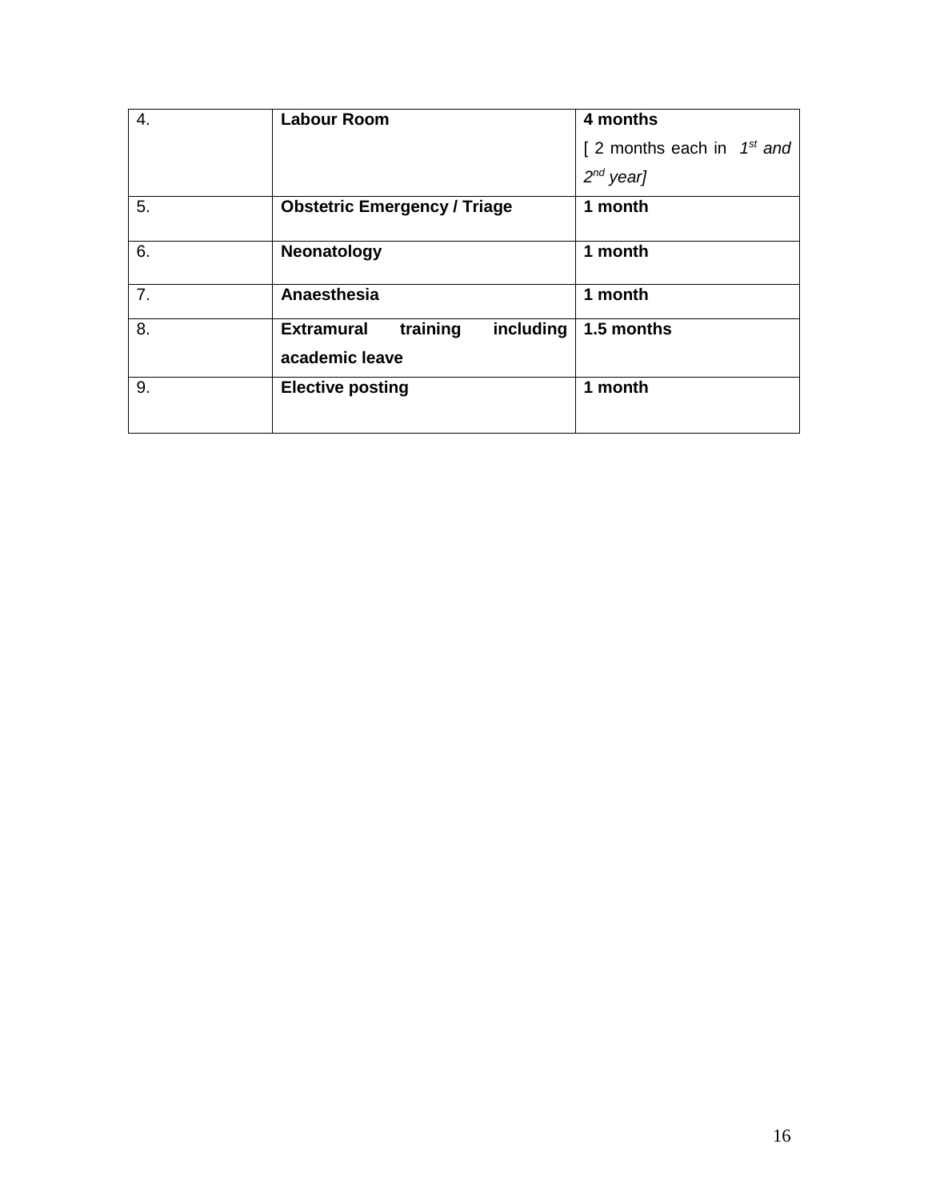| 4. | **Labour Room** | **4 months** [ 2 months each in *1st and 2nd year]* |
|---|---|---|
| 5. | **Obstetric Emergency / Triage** | **1 month** |
| 6. | **Neonatology** | **1 month** |
| 7. | **Anaesthesia** | **1 month** |
| 8. | **Extramural training including academic leave** | **1.5 months** |
| 9. | **Elective posting** | **1 month** |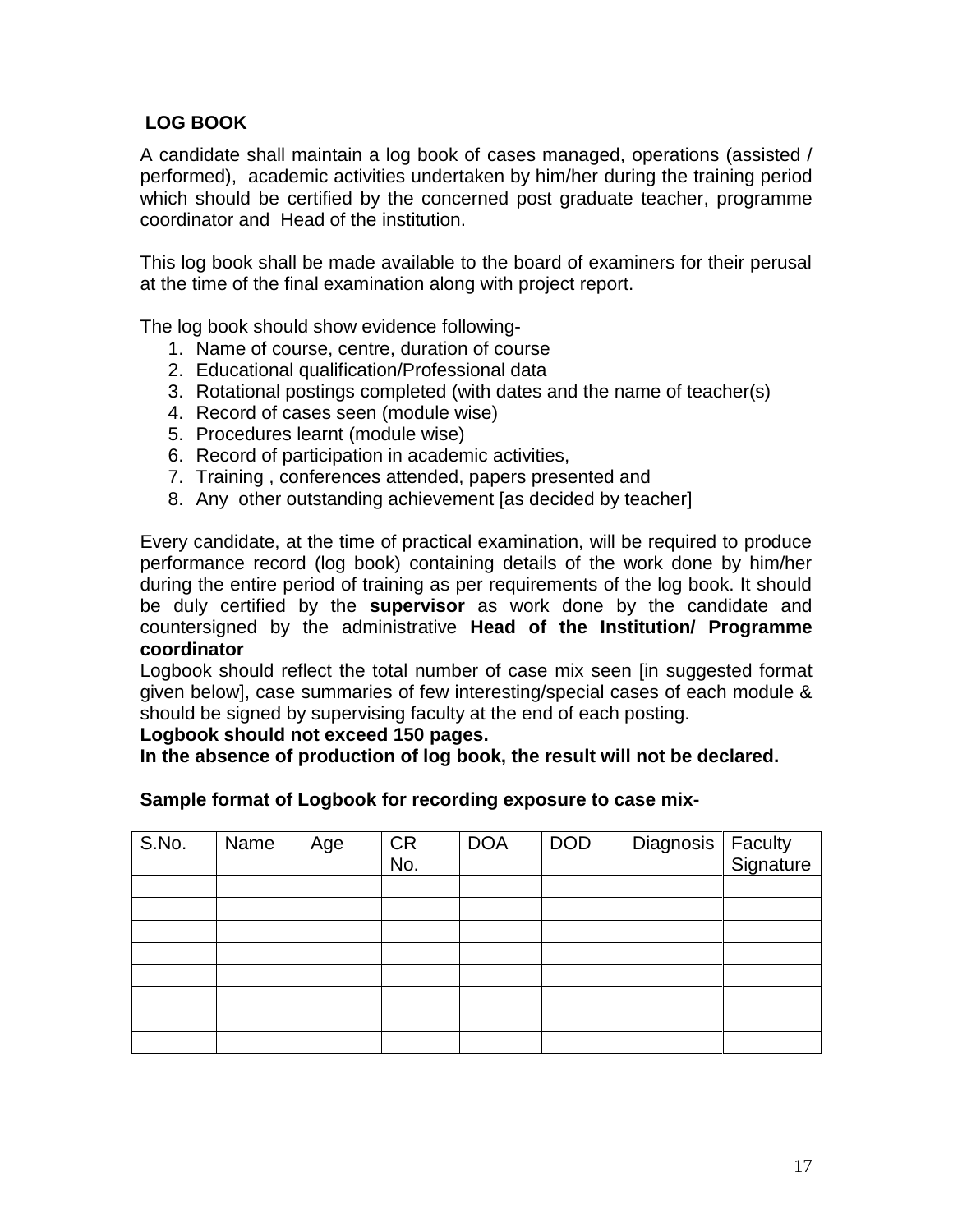## LOG BOOK

A candidate shall maintain a log book of cases managed, operations (assisted / performed), academic activities undertaken by him/her during the training period which should be certified by the concerned post graduate teacher, programme coordinator and Head of the institution.

This log book shall be made available to the board of examiners for their perusal at the time of the final examination along with project report.

The log book should show evidence following-

1. Name of course, centre, duration of course
2. Educational qualification/Professional data
3. Rotational postings completed (with dates and the name of teacher(s)
4. Record of cases seen (module wise)
5. Procedures learnt (module wise)
6. Record of participation in academic activities,
7. Training , conferences attended, papers presented and
8. Any other outstanding achievement [as decided by teacher]

Every candidate, at the time of practical examination, will be required to produce performance record (log book) containing details of the work done by him/her during the entire period of training as per requirements of the log book. It should be duly certified by the **supervisor** as work done by the candidate and countersigned by the administrative **Head of the Institution/ Programme coordinator**

Logbook should reflect the total number of case mix seen [in suggested format given below], case summaries of few interesting/special cases of each module & should be signed by supervising faculty at the end of each posting.

**Logbook should not exceed 150 pages.**

**In the absence of production of log book, the result will not be declared.**

**Sample format of Logbook for recording exposure to case mix-**

| S.No. | Name | Age | CR No. | DOA | DOD | Diagnosis | Faculty Signature |
|---|---|---|---|---|---|---|---|
| | | | | | | | |
| | | | | | | | |
| | | | | | | | |
| | | | | | | | |
| | | | | | | | |
| | | | | | | | |
| | | | | | | | |
| | | | | | | | |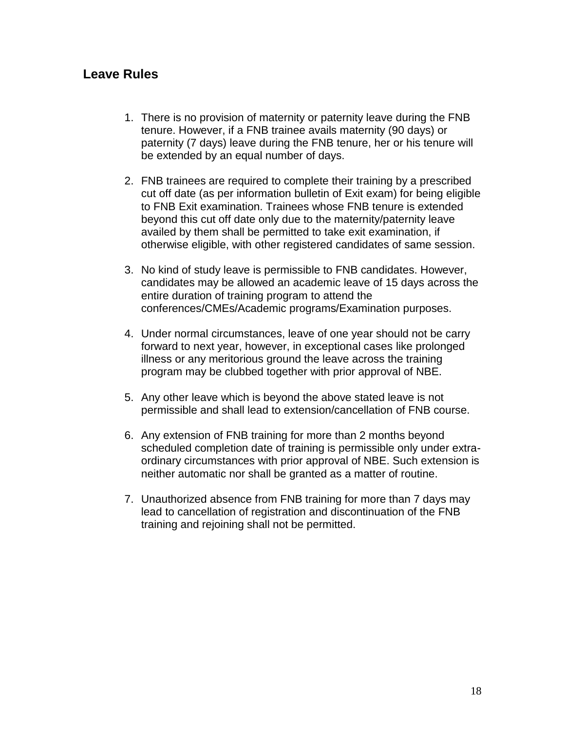## Leave Rules

1. There is no provision of maternity or paternity leave during the FNB tenure. However, if a FNB trainee avails maternity (90 days) or paternity (7 days) leave during the FNB tenure, her or his tenure will be extended by an equal number of days.

2. FNB trainees are required to complete their training by a prescribed cut off date (as per information bulletin of Exit exam) for being eligible to FNB Exit examination. Trainees whose FNB tenure is extended beyond this cut off date only due to the maternity/paternity leave availed by them shall be permitted to take exit examination, if otherwise eligible, with other registered candidates of same session.

3. No kind of study leave is permissible to FNB candidates. However, candidates may be allowed an academic leave of 15 days across the entire duration of training program to attend the conferences/CMEs/Academic programs/Examination purposes.

4. Under normal circumstances, leave of one year should not be carry forward to next year, however, in exceptional cases like prolonged illness or any meritorious ground the leave across the training program may be clubbed together with prior approval of NBE.

5. Any other leave which is beyond the above stated leave is not permissible and shall lead to extension/cancellation of FNB course.

6. Any extension of FNB training for more than 2 months beyond scheduled completion date of training is permissible only under extra-ordinary circumstances with prior approval of NBE. Such extension is neither automatic nor shall be granted as a matter of routine.

7. Unauthorized absence from FNB training for more than 7 days may lead to cancellation of registration and discontinuation of the FNB training and rejoining shall not be permitted.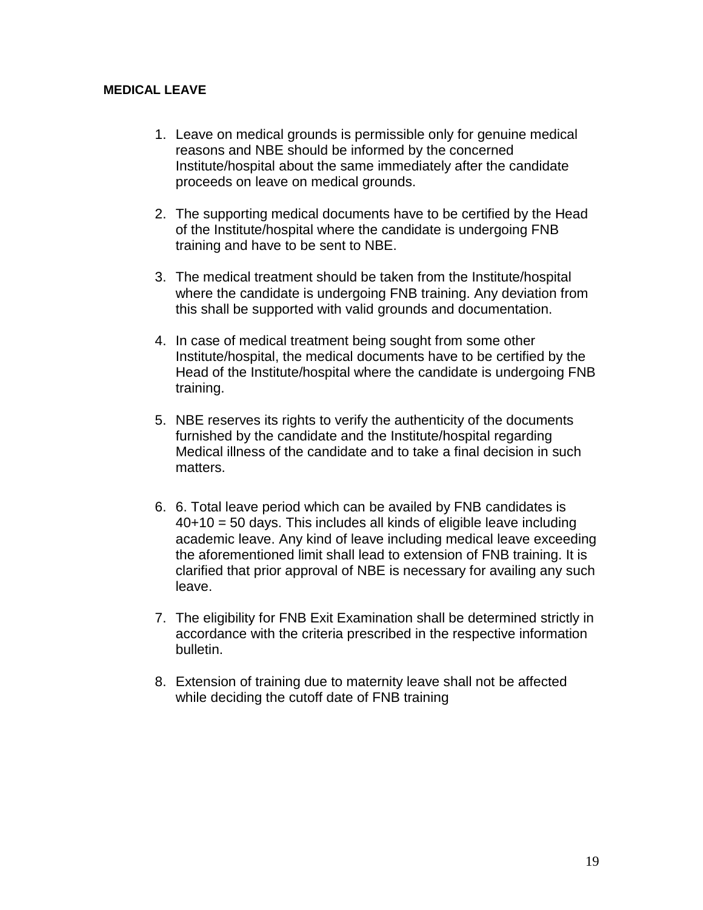**MEDICAL LEAVE**

1. Leave on medical grounds is permissible only for genuine medical reasons and NBE should be informed by the concerned Institute/hospital about the same immediately after the candidate proceeds on leave on medical grounds.

2. The supporting medical documents have to be certified by the Head of the Institute/hospital where the candidate is undergoing FNB training and have to be sent to NBE.

3. The medical treatment should be taken from the Institute/hospital where the candidate is undergoing FNB training. Any deviation from this shall be supported with valid grounds and documentation.

4. In case of medical treatment being sought from some other Institute/hospital, the medical documents have to be certified by the Head of the Institute/hospital where the candidate is undergoing FNB training.

5. NBE reserves its rights to verify the authenticity of the documents furnished by the candidate and the Institute/hospital regarding Medical illness of the candidate and to take a final decision in such matters.

6. 6. Total leave period which can be availed by FNB candidates is 40+10 = 50 days. This includes all kinds of eligible leave including academic leave. Any kind of leave including medical leave exceeding the aforementioned limit shall lead to extension of FNB training. It is clarified that prior approval of NBE is necessary for availing any such leave.

7. The eligibility for FNB Exit Examination shall be determined strictly in accordance with the criteria prescribed in the respective information bulletin.

8. Extension of training due to maternity leave shall not be affected while deciding the cutoff date of FNB training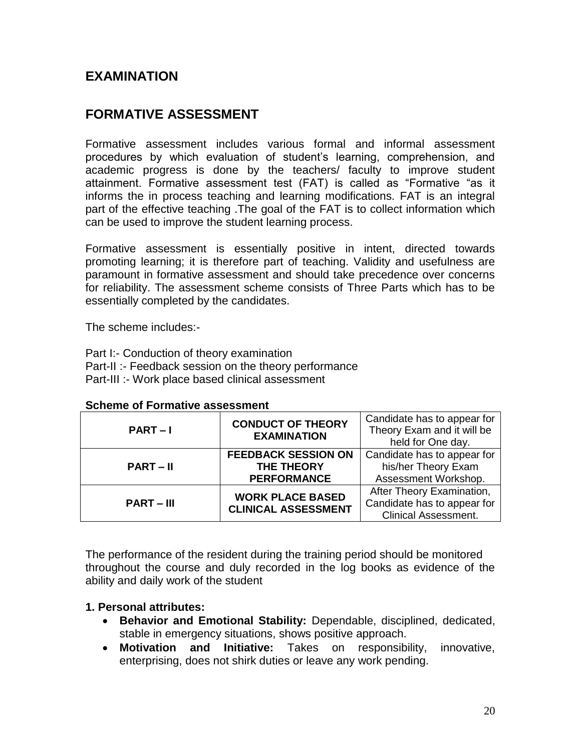## EXAMINATION

## FORMATIVE ASSESSMENT

Formative assessment includes various formal and informal assessment procedures by which evaluation of student's learning, comprehension, and academic progress is done by the teachers/ faculty to improve student attainment. Formative assessment test (FAT) is called as "Formative "as it informs the in process teaching and learning modifications. FAT is an integral part of the effective teaching .The goal of the FAT is to collect information which can be used to improve the student learning process.

Formative assessment is essentially positive in intent, directed towards promoting learning; it is therefore part of teaching. Validity and usefulness are paramount in formative assessment and should take precedence over concerns for reliability. The assessment scheme consists of Three Parts which has to be essentially completed by the candidates.

The scheme includes:-

Part I:- Conduction of theory examination
Part-II :- Feedback session on the theory performance
Part-III :- Work place based clinical assessment

**Scheme of Formative assessment**

| | | |
|---|---|---|
| **PART – I** | **CONDUCT OF THEORY EXAMINATION** | Candidate has to appear for Theory Exam and it will be held for One day. |
| **PART – II** | **FEEDBACK SESSION ON THE THEORY PERFORMANCE** | Candidate has to appear for his/her Theory Exam Assessment Workshop. |
| **PART – III** | **WORK PLACE BASED CLINICAL ASSESSMENT** | After Theory Examination, Candidate has to appear for Clinical Assessment. |

The performance of the resident during the training period should be monitored throughout the course and duly recorded in the log books as evidence of the ability and daily work of the student

**1. Personal attributes:**

- **Behavior and Emotional Stability:** Dependable, disciplined, dedicated, stable in emergency situations, shows positive approach.
- **Motivation and Initiative:** Takes on responsibility, innovative, enterprising, does not shirk duties or leave any work pending.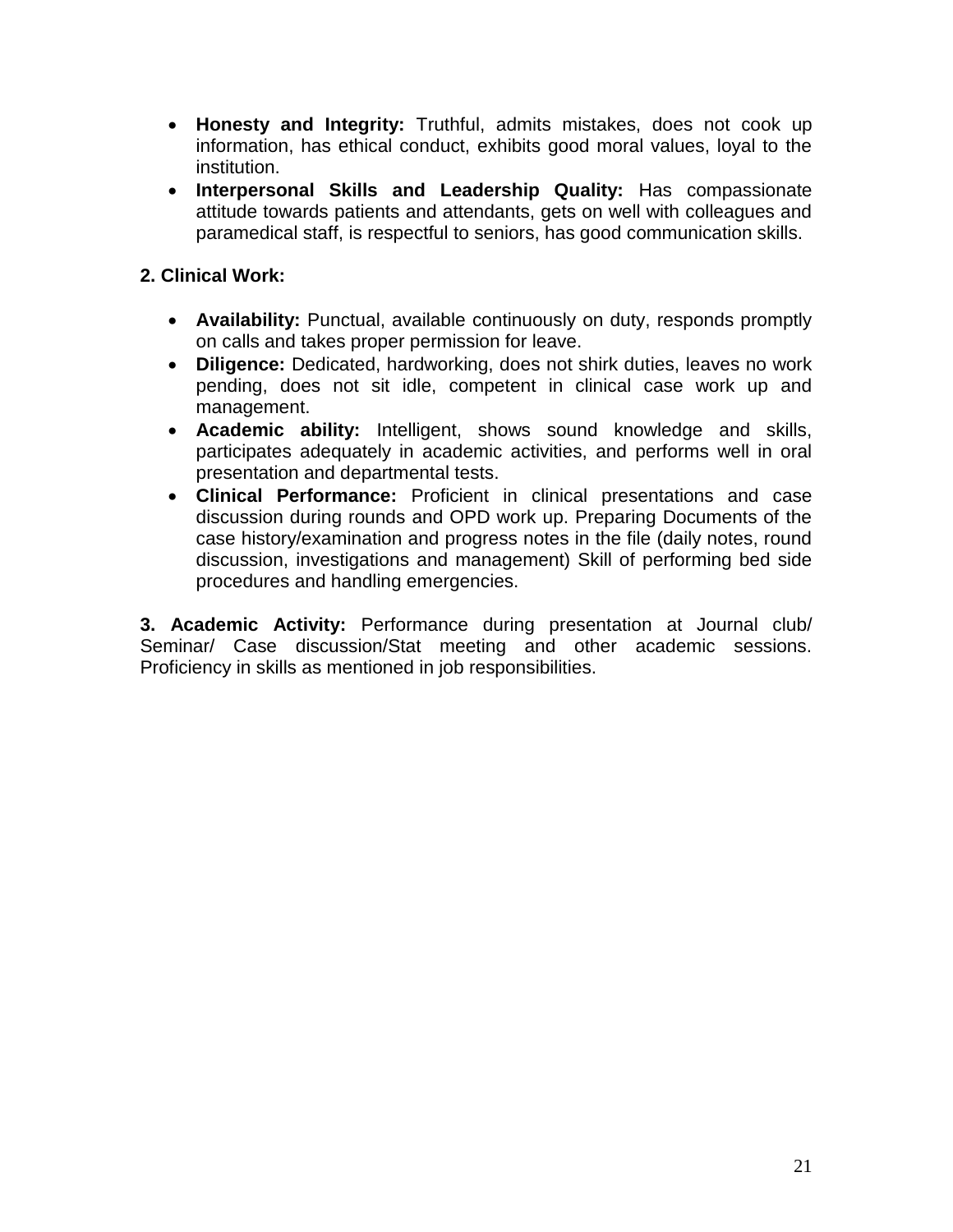- **Honesty and Integrity:** Truthful, admits mistakes, does not cook up information, has ethical conduct, exhibits good moral values, loyal to the institution.
- **Interpersonal Skills and Leadership Quality:** Has compassionate attitude towards patients and attendants, gets on well with colleagues and paramedical staff, is respectful to seniors, has good communication skills.

**2. Clinical Work:**

- **Availability:** Punctual, available continuously on duty, responds promptly on calls and takes proper permission for leave.
- **Diligence:** Dedicated, hardworking, does not shirk duties, leaves no work pending, does not sit idle, competent in clinical case work up and management.
- **Academic ability:** Intelligent, shows sound knowledge and skills, participates adequately in academic activities, and performs well in oral presentation and departmental tests.
- **Clinical Performance:** Proficient in clinical presentations and case discussion during rounds and OPD work up. Preparing Documents of the case history/examination and progress notes in the file (daily notes, round discussion, investigations and management) Skill of performing bed side procedures and handling emergencies.

**3. Academic Activity:** Performance during presentation at Journal club/ Seminar/ Case discussion/Stat meeting and other academic sessions. Proficiency in skills as mentioned in job responsibilities.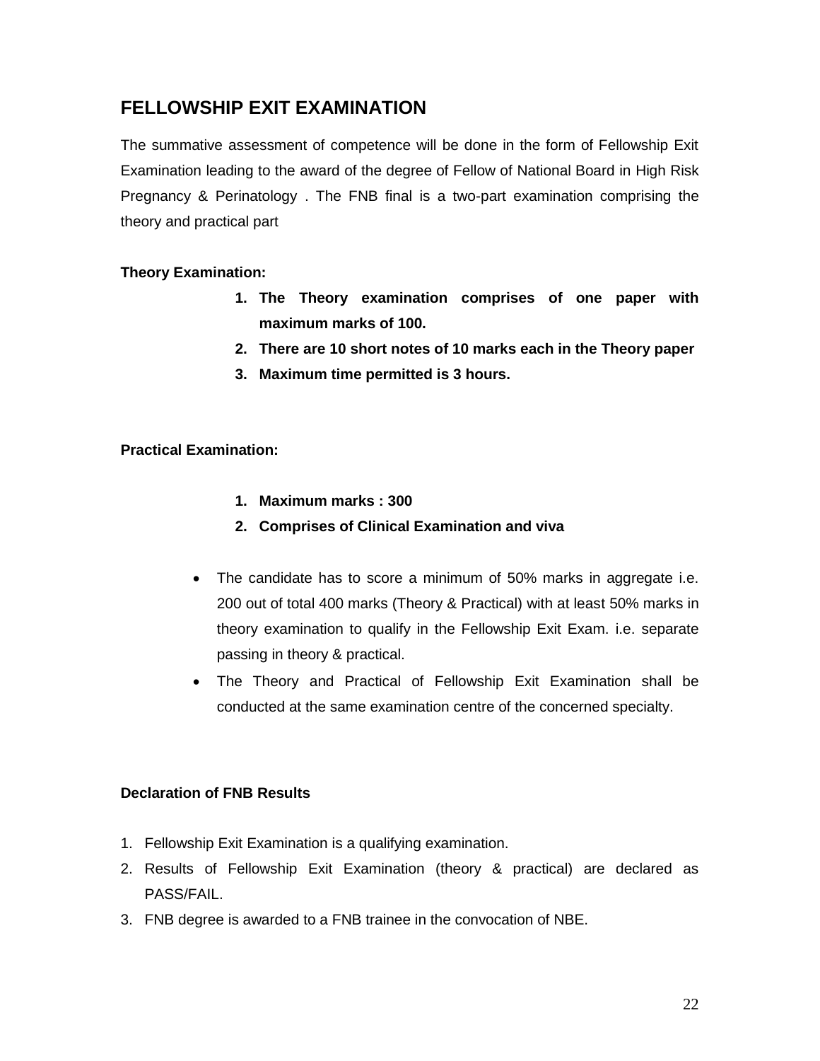## FELLOWSHIP EXIT EXAMINATION

The summative assessment of competence will be done in the form of Fellowship Exit Examination leading to the award of the degree of Fellow of National Board in High Risk Pregnancy & Perinatology . The FNB final is a two-part examination comprising the theory and practical part

**Theory Examination:**

1. **The Theory examination comprises of one paper with maximum marks of 100.**
2. **There are 10 short notes of 10 marks each in the Theory paper**
3. **Maximum time permitted is 3 hours.**

**Practical Examination:**

1. **Maximum marks : 300**
2. **Comprises of Clinical Examination and viva**

- The candidate has to score a minimum of 50% marks in aggregate i.e. 200 out of total 400 marks (Theory & Practical) with at least 50% marks in theory examination to qualify in the Fellowship Exit Exam. i.e. separate passing in theory & practical.
- The Theory and Practical of Fellowship Exit Examination shall be conducted at the same examination centre of the concerned specialty.

**Declaration of FNB Results**

1. Fellowship Exit Examination is a qualifying examination.
2. Results of Fellowship Exit Examination (theory & practical) are declared as PASS/FAIL.
3. FNB degree is awarded to a FNB trainee in the convocation of NBE.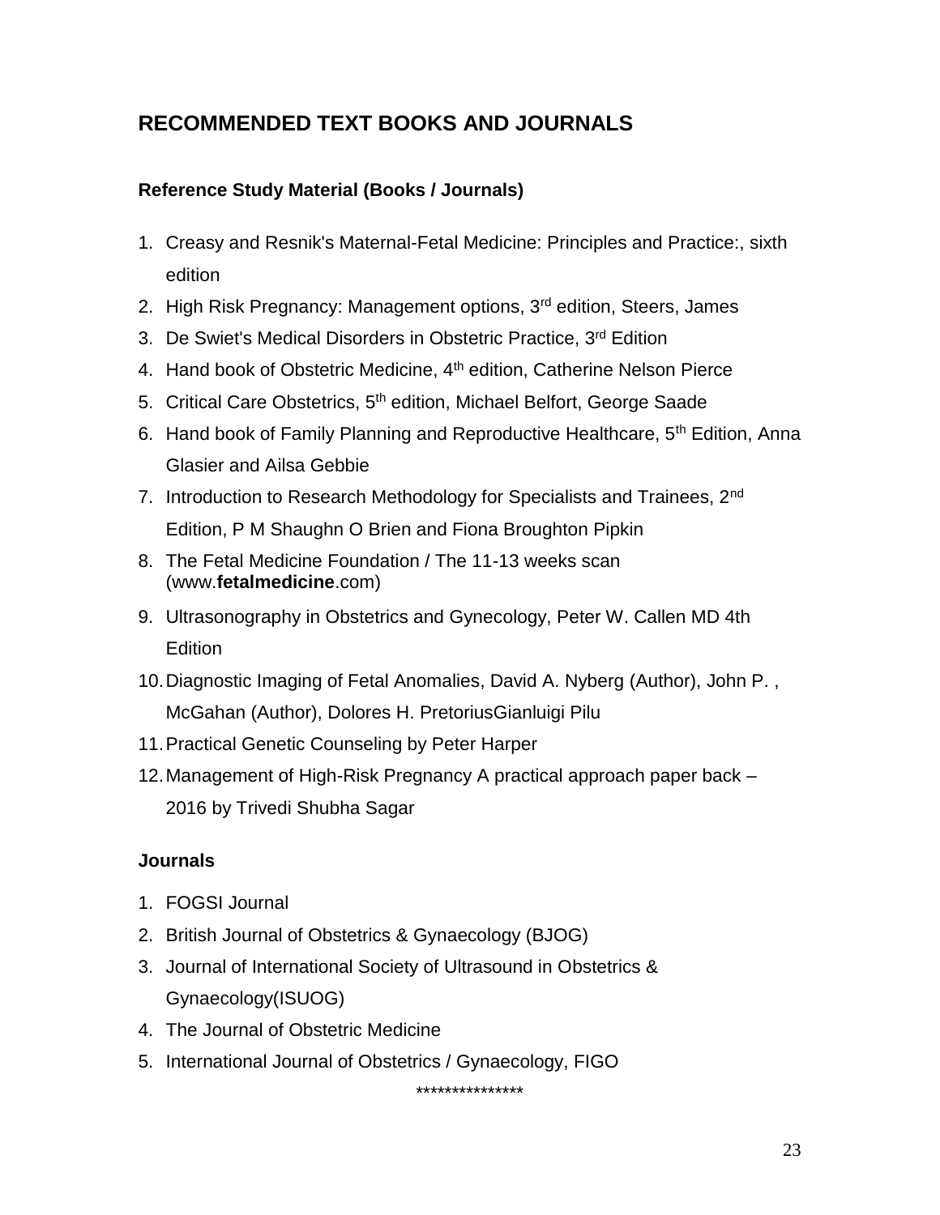## RECOMMENDED TEXT BOOKS AND JOURNALS

### Reference Study Material (Books / Journals)

1. Creasy and Resnik's Maternal-Fetal Medicine: Principles and Practice:, sixth edition
2. High Risk Pregnancy: Management options, 3rd edition, Steers, James
3. De Swiet's Medical Disorders in Obstetric Practice, 3rd Edition
4. Hand book of Obstetric Medicine, 4th edition, Catherine Nelson Pierce
5. Critical Care Obstetrics, 5th edition, Michael Belfort, George Saade
6. Hand book of Family Planning and Reproductive Healthcare, 5th Edition, Anna Glasier and Ailsa Gebbie
7. Introduction to Research Methodology for Specialists and Trainees, 2nd Edition, P M Shaughn O Brien and Fiona Broughton Pipkin
8. The Fetal Medicine Foundation / The 11-13 weeks scan (www.**fetalmedicine**.com)
9. Ultrasonography in Obstetrics and Gynecology, Peter W. Callen MD 4th Edition
10. Diagnostic Imaging of Fetal Anomalies, David A. Nyberg (Author), John P. , McGahan (Author), Dolores H. PretoriusGianluigi Pilu
11. Practical Genetic Counseling by Peter Harper
12. Management of High-Risk Pregnancy A practical approach paper back – 2016 by Trivedi Shubha Sagar

### Journals

1. FOGSI Journal
2. British Journal of Obstetrics & Gynaecology (BJOG)
3. Journal of International Society of Ultrasound in Obstetrics & Gynaecology(ISUOG)
4. The Journal of Obstetric Medicine
5. International Journal of Obstetrics / Gynaecology, FIGO

***************